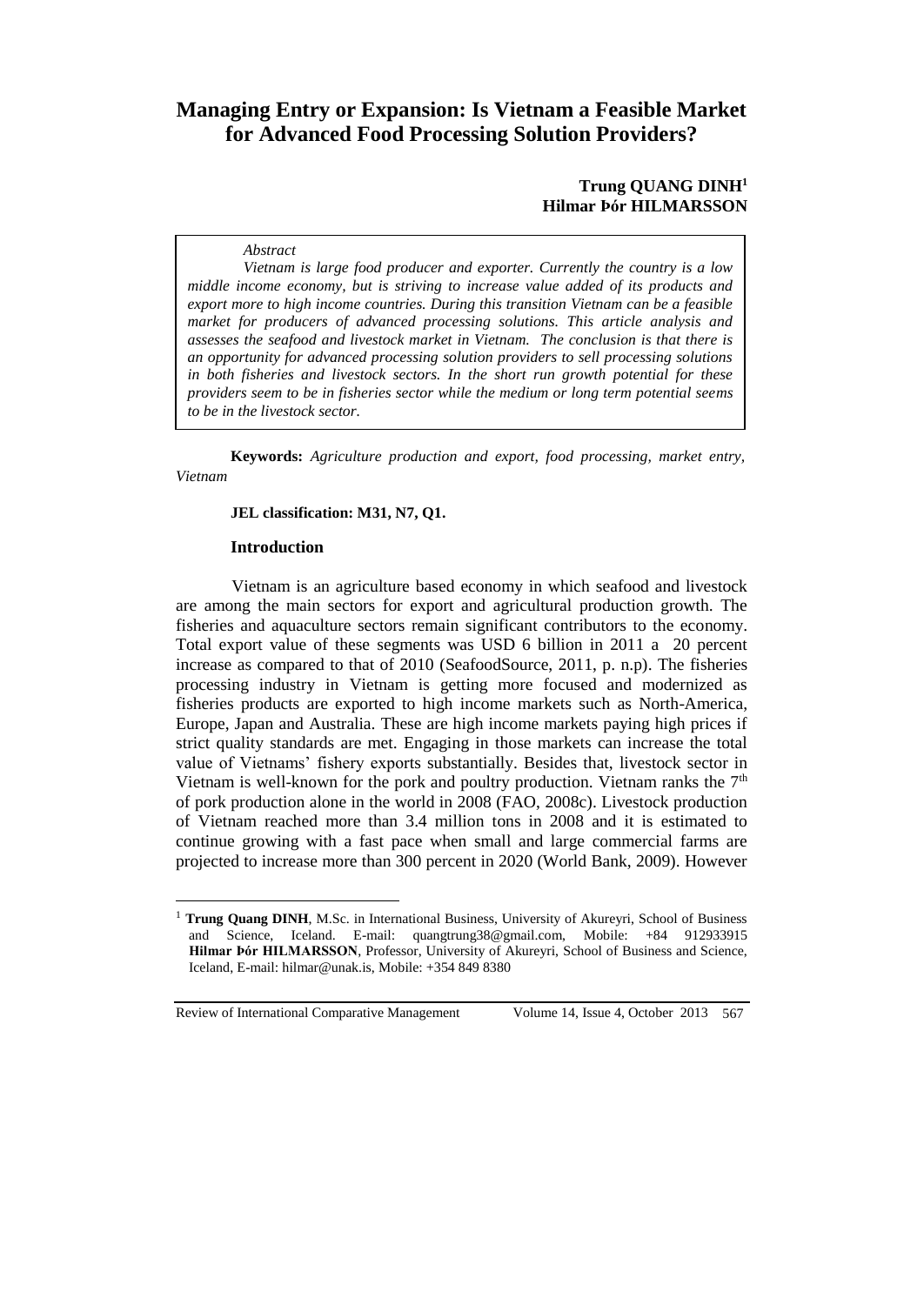# Managing Entry or Expansion: Is Vietnam a Feasible Market for Advanced Food Processing Solution Providers?

**Trung QUANG DINH**[1]
**Hilmar Þór HILMARSSON**

> *Abstract*
>
> *Vietnam is large food producer and exporter. Currently the country is a low middle income economy, but is striving to increase value added of its products and export more to high income countries. During this transition Vietnam can be a feasible market for producers of advanced processing solutions. This article analysis and assesses the seafood and livestock market in Vietnam. The conclusion is that there is an opportunity for advanced processing solution providers to sell processing solutions in both fisheries and livestock sectors. In the short run growth potential for these providers seem to be in fisheries sector while the medium or long term potential seems to be in the livestock sector.*

**Keywords:** *Agriculture production and export, food processing, market entry, Vietnam*

**JEL classification: M31, N7, Q1.**

## Introduction

Vietnam is an agriculture based economy in which seafood and livestock are among the main sectors for export and agricultural production growth. The fisheries and aquaculture sectors remain significant contributors to the economy. Total export value of these segments was USD 6 billion in 2011 a 20 percent increase as compared to that of 2010 (SeafoodSource, 2011, p. n.p). The fisheries processing industry in Vietnam is getting more focused and modernized as fisheries products are exported to high income markets such as North-America, Europe, Japan and Australia. These are high income markets paying high prices if strict quality standards are met. Engaging in those markets can increase the total value of Vietnams' fishery exports substantially. Besides that, livestock sector in Vietnam is well-known for the pork and poultry production. Vietnam ranks the 7th of pork production alone in the world in 2008 (FAO, 2008c). Livestock production of Vietnam reached more than 3.4 million tons in 2008 and it is estimated to continue growing with a fast pace when small and large commercial farms are projected to increase more than 300 percent in 2020 (World Bank, 2009). However

---

[1] **Trung Quang DINH**, M.Sc. in International Business, University of Akureyri, School of Business and Science, Iceland. E-mail: quangtrung38@gmail.com, Mobile: +84 912933915
**Hilmar Þór HILMARSSON**, Professor, University of Akureyri, School of Business and Science, Iceland, E-mail: hilmar@unak.is, Mobile: +354 849 8380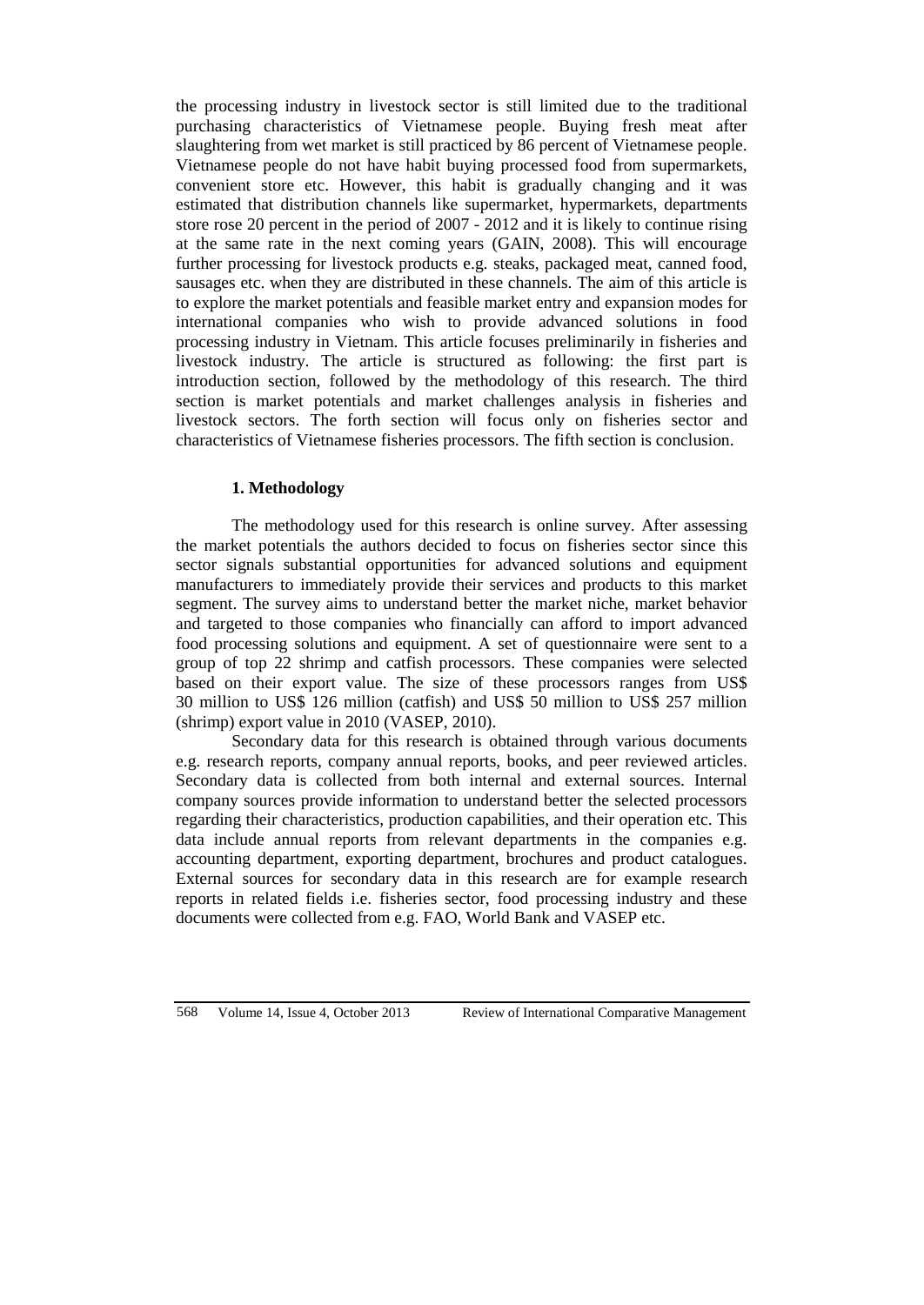the processing industry in livestock sector is still limited due to the traditional purchasing characteristics of Vietnamese people. Buying fresh meat after slaughtering from wet market is still practiced by 86 percent of Vietnamese people. Vietnamese people do not have habit buying processed food from supermarkets, convenient store etc. However, this habit is gradually changing and it was estimated that distribution channels like supermarket, hypermarkets, departments store rose 20 percent in the period of 2007 - 2012 and it is likely to continue rising at the same rate in the next coming years (GAIN, 2008). This will encourage further processing for livestock products e.g. steaks, packaged meat, canned food, sausages etc. when they are distributed in these channels. The aim of this article is to explore the market potentials and feasible market entry and expansion modes for international companies who wish to provide advanced solutions in food processing industry in Vietnam. This article focuses preliminarily in fisheries and livestock industry. The article is structured as following: the first part is introduction section, followed by the methodology of this research. The third section is market potentials and market challenges analysis in fisheries and livestock sectors. The forth section will focus only on fisheries sector and characteristics of Vietnamese fisheries processors. The fifth section is conclusion.

## 1. Methodology

The methodology used for this research is online survey. After assessing the market potentials the authors decided to focus on fisheries sector since this sector signals substantial opportunities for advanced solutions and equipment manufacturers to immediately provide their services and products to this market segment. The survey aims to understand better the market niche, market behavior and targeted to those companies who financially can afford to import advanced food processing solutions and equipment. A set of questionnaire were sent to a group of top 22 shrimp and catfish processors. These companies were selected based on their export value. The size of these processors ranges from US$ 30 million to US$ 126 million (catfish) and US$ 50 million to US$ 257 million (shrimp) export value in 2010 (VASEP, 2010).

Secondary data for this research is obtained through various documents e.g. research reports, company annual reports, books, and peer reviewed articles. Secondary data is collected from both internal and external sources. Internal company sources provide information to understand better the selected processors regarding their characteristics, production capabilities, and their operation etc. This data include annual reports from relevant departments in the companies e.g. accounting department, exporting department, brochures and product catalogues. External sources for secondary data in this research are for example research reports in related fields i.e. fisheries sector, food processing industry and these documents were collected from e.g. FAO, World Bank and VASEP etc.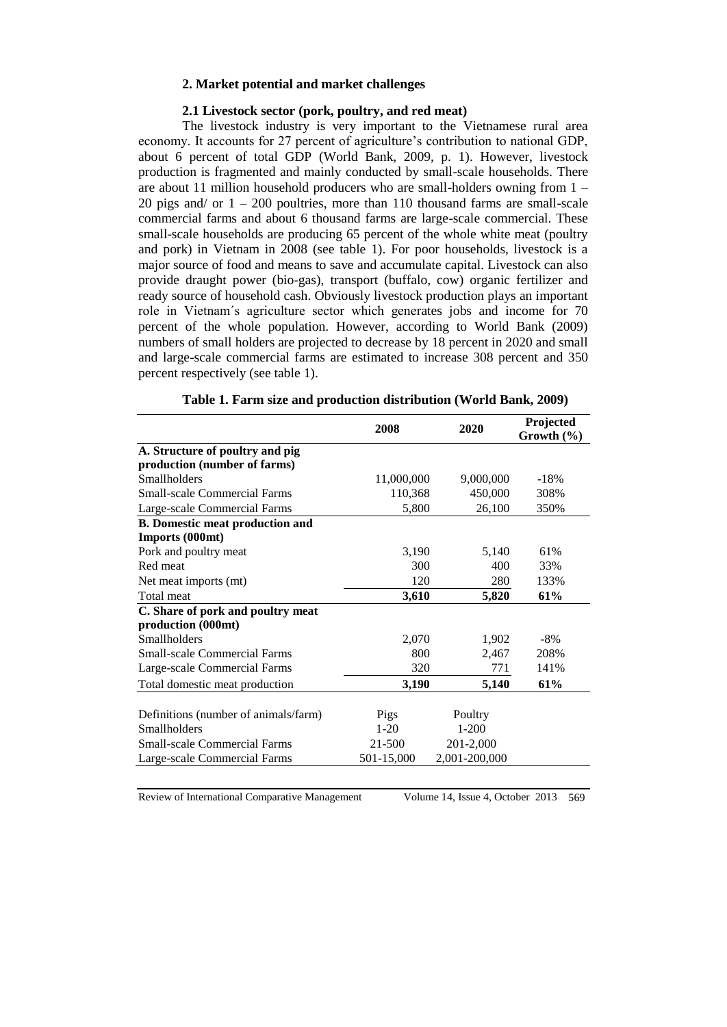## 2. Market potential and market challenges

### 2.1 Livestock sector (pork, poultry, and red meat)

The livestock industry is very important to the Vietnamese rural area economy. It accounts for 27 percent of agriculture's contribution to national GDP, about 6 percent of total GDP (World Bank, 2009, p. 1). However, livestock production is fragmented and mainly conducted by small-scale households. There are about 11 million household producers who are small-holders owning from 1 – 20 pigs and/ or 1 – 200 poultries, more than 110 thousand farms are small-scale commercial farms and about 6 thousand farms are large-scale commercial. These small-scale households are producing 65 percent of the whole white meat (poultry and pork) in Vietnam in 2008 (see table 1). For poor households, livestock is a major source of food and means to save and accumulate capital. Livestock can also provide draught power (bio-gas), transport (buffalo, cow) organic fertilizer and ready source of household cash. Obviously livestock production plays an important role in Vietnam´s agriculture sector which generates jobs and income for 70 percent of the whole population. However, according to World Bank (2009) numbers of small holders are projected to decrease by 18 percent in 2020 and small and large-scale commercial farms are estimated to increase 308 percent and 350 percent respectively (see table 1).

**Table 1. Farm size and production distribution (World Bank, 2009)**

| | 2008 | 2020 | Projected Growth (%) |
|---|---|---|---|
| **A. Structure of poultry and pig production (number of farms)** | | | |
| Smallholders | 11,000,000 | 9,000,000 | -18% |
| Small-scale Commercial Farms | 110,368 | 450,000 | 308% |
| Large-scale Commercial Farms | 5,800 | 26,100 | 350% |
| **B. Domestic meat production and Imports (000mt)** | | | |
| Pork and poultry meat | 3,190 | 5,140 | 61% |
| Red meat | 300 | 400 | 33% |
| Net meat imports (mt) | 120 | 280 | 133% |
| Total meat | **3,610** | **5,820** | **61%** |
| **C. Share of pork and poultry meat production (000mt)** | | | |
| Smallholders | 2,070 | 1,902 | -8% |
| Small-scale Commercial Farms | 800 | 2,467 | 208% |
| Large-scale Commercial Farms | 320 | 771 | 141% |
| Total domestic meat production | **3,190** | **5,140** | **61%** |
| | | | |
| Definitions (number of animals/farm) | Pigs | Poultry | |
| Smallholders | 1-20 | 1-200 | |
| Small-scale Commercial Farms | 21-500 | 201-2,000 | |
| Large-scale Commercial Farms | 501-15,000 | 2,001-200,000 | |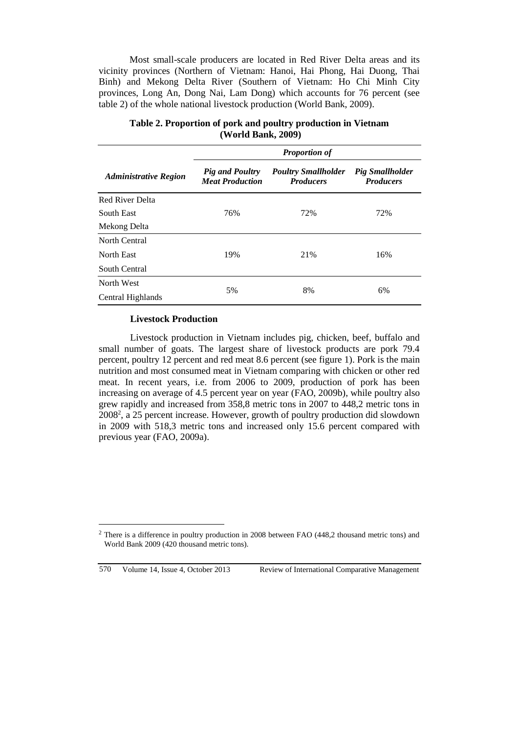Most small-scale producers are located in Red River Delta areas and its vicinity provinces (Northern of Vietnam: Hanoi, Hai Phong, Hai Duong, Thai Binh) and Mekong Delta River (Southern of Vietnam: Ho Chi Minh City provinces, Long An, Dong Nai, Lam Dong) which accounts for 76 percent (see table 2) of the whole national livestock production (World Bank, 2009).

**Table 2. Proportion of pork and poultry production in Vietnam (World Bank, 2009)**

| *Administrative Region* | *Proportion of* | | |
|---|---|---|---|
| | ***Pig and Poultry Meat Production*** | ***Poultry Smallholder Producers*** | ***Pig Smallholder Producers*** |
| Red River Delta<br>South East<br>Mekong Delta | 76% | 72% | 72% |
| North Central<br>North East<br>South Central | 19% | 21% | 16% |
| North West<br>Central Highlands | 5% | 8% | 6% |

**Livestock Production**

Livestock production in Vietnam includes pig, chicken, beef, buffalo and small number of goats. The largest share of livestock products are pork 79.4 percent, poultry 12 percent and red meat 8.6 percent (see figure 1). Pork is the main nutrition and most consumed meat in Vietnam comparing with chicken or other red meat. In recent years, i.e. from 2006 to 2009, production of pork has been increasing on average of 4.5 percent year on year (FAO, 2009b), while poultry also grew rapidly and increased from 358,8 metric tons in 2007 to 448,2 metric tons in 2008[2], a 25 percent increase. However, growth of poultry production did slowdown in 2009 with 518,3 metric tons and increased only 15.6 percent compared with previous year (FAO, 2009a).

[2] There is a difference in poultry production in 2008 between FAO (448,2 thousand metric tons) and World Bank 2009 (420 thousand metric tons).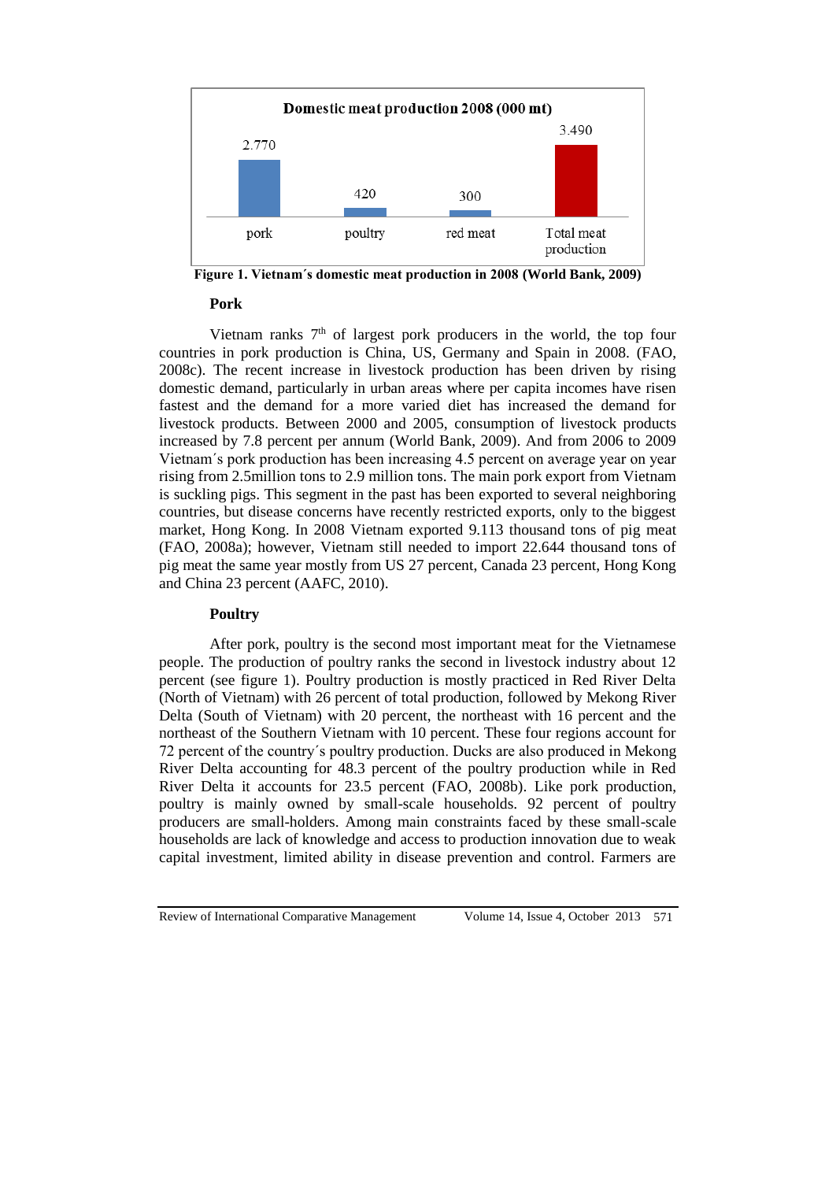Domestic meat production 2008 (000 mt)

| pork | poultry | red meat | Total meat production |
|---|---|---|---|
| 2.770 | 420 | 300 | 3.490 |

**Figure 1. Vietnam´s domestic meat production in 2008 (World Bank, 2009)**

### Pork

Vietnam ranks 7th of largest pork producers in the world, the top four countries in pork production is China, US, Germany and Spain in 2008. (FAO, 2008c). The recent increase in livestock production has been driven by rising domestic demand, particularly in urban areas where per capita incomes have risen fastest and the demand for a more varied diet has increased the demand for livestock products. Between 2000 and 2005, consumption of livestock products increased by 7.8 percent per annum (World Bank, 2009). And from 2006 to 2009 Vietnam´s pork production has been increasing 4.5 percent on average year on year rising from 2.5million tons to 2.9 million tons. The main pork export from Vietnam is suckling pigs. This segment in the past has been exported to several neighboring countries, but disease concerns have recently restricted exports, only to the biggest market, Hong Kong. In 2008 Vietnam exported 9.113 thousand tons of pig meat (FAO, 2008a); however, Vietnam still needed to import 22.644 thousand tons of pig meat the same year mostly from US 27 percent, Canada 23 percent, Hong Kong and China 23 percent (AAFC, 2010).

### Poultry

After pork, poultry is the second most important meat for the Vietnamese people. The production of poultry ranks the second in livestock industry about 12 percent (see figure 1). Poultry production is mostly practiced in Red River Delta (North of Vietnam) with 26 percent of total production, followed by Mekong River Delta (South of Vietnam) with 20 percent, the northeast with 16 percent and the northeast of the Southern Vietnam with 10 percent. These four regions account for 72 percent of the country´s poultry production. Ducks are also produced in Mekong River Delta accounting for 48.3 percent of the poultry production while in Red River Delta it accounts for 23.5 percent (FAO, 2008b). Like pork production, poultry is mainly owned by small-scale households. 92 percent of poultry producers are small-holders. Among main constraints faced by these small-scale households are lack of knowledge and access to production innovation due to weak capital investment, limited ability in disease prevention and control. Farmers are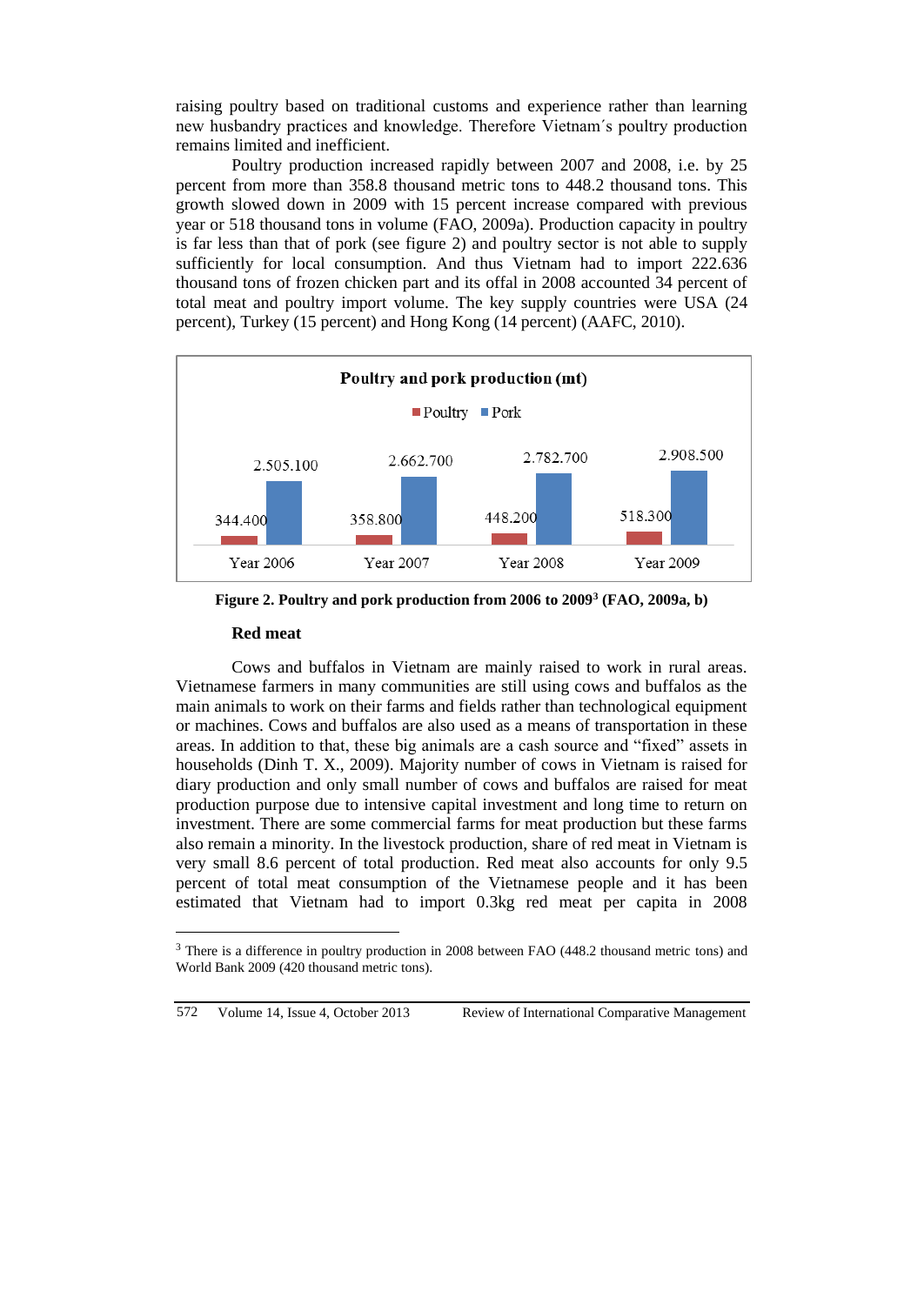raising poultry based on traditional customs and experience rather than learning new husbandry practices and knowledge. Therefore Vietnam´s poultry production remains limited and inefficient.

Poultry production increased rapidly between 2007 and 2008, i.e. by 25 percent from more than 358.8 thousand metric tons to 448.2 thousand tons. This growth slowed down in 2009 with 15 percent increase compared with previous year or 518 thousand tons in volume (FAO, 2009a). Production capacity in poultry is far less than that of pork (see figure 2) and poultry sector is not able to supply sufficiently for local consumption. And thus Vietnam had to import 222.636 thousand tons of frozen chicken part and its offal in 2008 accounted 34 percent of total meat and poultry import volume. The key supply countries were USA (24 percent), Turkey (15 percent) and Hong Kong (14 percent) (AAFC, 2010).

**Poultry and pork production (mt)**

| | Poultry | Pork |
|---|---|---|
| Year 2006 | 344.400 | 2.505.100 |
| Year 2007 | 358.800 | 2.662.700 |
| Year 2008 | 448.200 | 2.782.700 |
| Year 2009 | 518.300 | 2.908.500 |

**Figure 2. Poultry and pork production from 2006 to 2009[3] (FAO, 2009a, b)**

### Red meat

Cows and buffalos in Vietnam are mainly raised to work in rural areas. Vietnamese farmers in many communities are still using cows and buffalos as the main animals to work on their farms and fields rather than technological equipment or machines. Cows and buffalos are also used as a means of transportation in these areas. In addition to that, these big animals are a cash source and "fixed" assets in households (Dinh T. X., 2009). Majority number of cows in Vietnam is raised for diary production and only small number of cows and buffalos are raised for meat production purpose due to intensive capital investment and long time to return on investment. There are some commercial farms for meat production but these farms also remain a minority. In the livestock production, share of red meat in Vietnam is very small 8.6 percent of total production. Red meat also accounts for only 9.5 percent of total meat consumption of the Vietnamese people and it has been estimated that Vietnam had to import 0.3kg red meat per capita in 2008

---

[3] There is a difference in poultry production in 2008 between FAO (448.2 thousand metric tons) and World Bank 2009 (420 thousand metric tons).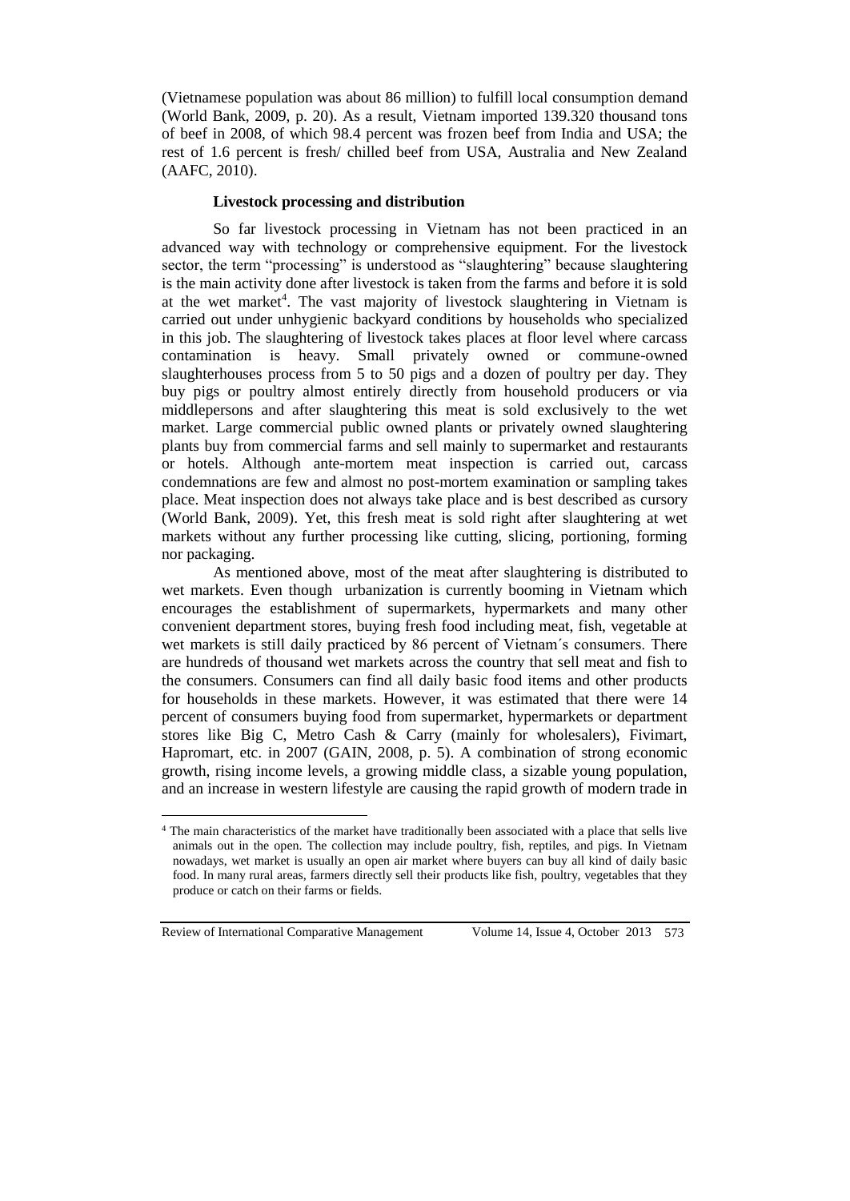(Vietnamese population was about 86 million) to fulfill local consumption demand (World Bank, 2009, p. 20). As a result, Vietnam imported 139.320 thousand tons of beef in 2008, of which 98.4 percent was frozen beef from India and USA; the rest of 1.6 percent is fresh/ chilled beef from USA, Australia and New Zealand (AAFC, 2010).

### Livestock processing and distribution

So far livestock processing in Vietnam has not been practiced in an advanced way with technology or comprehensive equipment. For the livestock sector, the term "processing" is understood as "slaughtering" because slaughtering is the main activity done after livestock is taken from the farms and before it is sold at the wet market[4]. The vast majority of livestock slaughtering in Vietnam is carried out under unhygienic backyard conditions by households who specialized in this job. The slaughtering of livestock takes places at floor level where carcass contamination is heavy. Small privately owned or commune-owned slaughterhouses process from 5 to 50 pigs and a dozen of poultry per day. They buy pigs or poultry almost entirely directly from household producers or via middlepersons and after slaughtering this meat is sold exclusively to the wet market. Large commercial public owned plants or privately owned slaughtering plants buy from commercial farms and sell mainly to supermarket and restaurants or hotels. Although ante-mortem meat inspection is carried out, carcass condemnations are few and almost no post-mortem examination or sampling takes place. Meat inspection does not always take place and is best described as cursory (World Bank, 2009). Yet, this fresh meat is sold right after slaughtering at wet markets without any further processing like cutting, slicing, portioning, forming nor packaging.

As mentioned above, most of the meat after slaughtering is distributed to wet markets. Even though urbanization is currently booming in Vietnam which encourages the establishment of supermarkets, hypermarkets and many other convenient department stores, buying fresh food including meat, fish, vegetable at wet markets is still daily practiced by 86 percent of Vietnam´s consumers. There are hundreds of thousand wet markets across the country that sell meat and fish to the consumers. Consumers can find all daily basic food items and other products for households in these markets. However, it was estimated that there were 14 percent of consumers buying food from supermarket, hypermarkets or department stores like Big C, Metro Cash & Carry (mainly for wholesalers), Fivimart, Hapromart, etc. in 2007 (GAIN, 2008, p. 5). A combination of strong economic growth, rising income levels, a growing middle class, a sizable young population, and an increase in western lifestyle are causing the rapid growth of modern trade in

[4] The main characteristics of the market have traditionally been associated with a place that sells live animals out in the open. The collection may include poultry, fish, reptiles, and pigs. In Vietnam nowadays, wet market is usually an open air market where buyers can buy all kind of daily basic food. In many rural areas, farmers directly sell their products like fish, poultry, vegetables that they produce or catch on their farms or fields.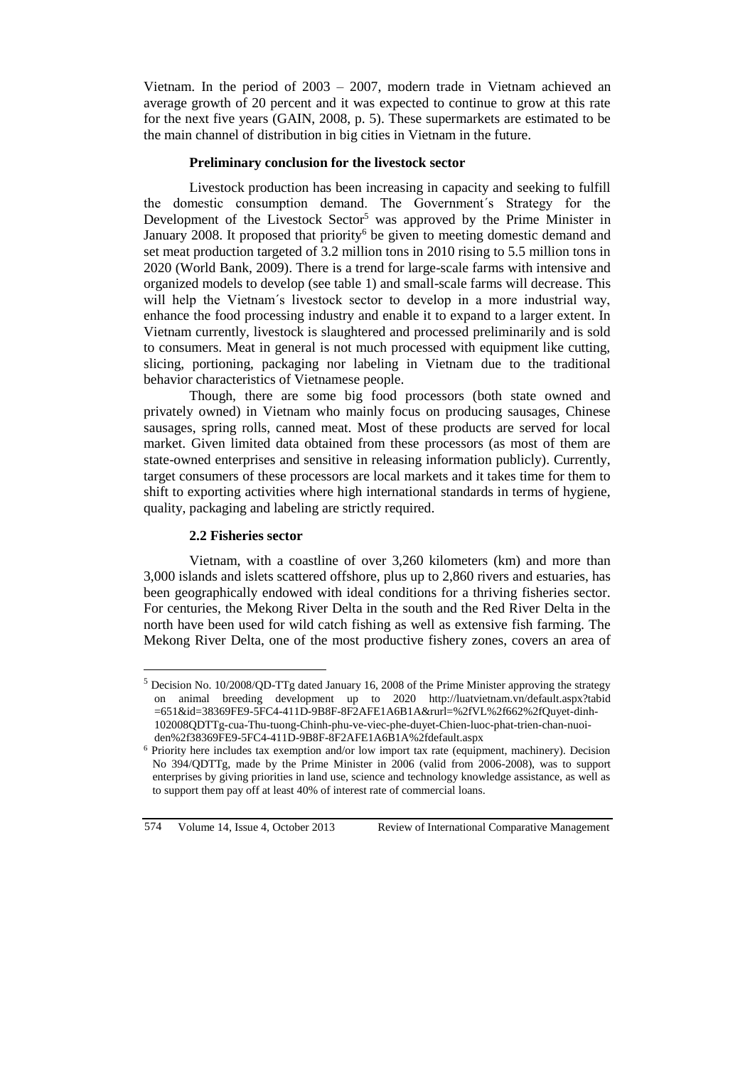Vietnam. In the period of 2003 – 2007, modern trade in Vietnam achieved an average growth of 20 percent and it was expected to continue to grow at this rate for the next five years (GAIN, 2008, p. 5). These supermarkets are estimated to be the main channel of distribution in big cities in Vietnam in the future.

**Preliminary conclusion for the livestock sector**

Livestock production has been increasing in capacity and seeking to fulfill the domestic consumption demand. The Government´s Strategy for the Development of the Livestock Sector[5] was approved by the Prime Minister in January 2008. It proposed that priority[6] be given to meeting domestic demand and set meat production targeted of 3.2 million tons in 2010 rising to 5.5 million tons in 2020 (World Bank, 2009). There is a trend for large-scale farms with intensive and organized models to develop (see table 1) and small-scale farms will decrease. This will help the Vietnam´s livestock sector to develop in a more industrial way, enhance the food processing industry and enable it to expand to a larger extent. In Vietnam currently, livestock is slaughtered and processed preliminarily and is sold to consumers. Meat in general is not much processed with equipment like cutting, slicing, portioning, packaging nor labeling in Vietnam due to the traditional behavior characteristics of Vietnamese people.

Though, there are some big food processors (both state owned and privately owned) in Vietnam who mainly focus on producing sausages, Chinese sausages, spring rolls, canned meat. Most of these products are served for local market. Given limited data obtained from these processors (as most of them are state-owned enterprises and sensitive in releasing information publicly). Currently, target consumers of these processors are local markets and it takes time for them to shift to exporting activities where high international standards in terms of hygiene, quality, packaging and labeling are strictly required.

### 2.2 Fisheries sector

Vietnam, with a coastline of over 3,260 kilometers (km) and more than 3,000 islands and islets scattered offshore, plus up to 2,860 rivers and estuaries, has been geographically endowed with ideal conditions for a thriving fisheries sector. For centuries, the Mekong River Delta in the south and the Red River Delta in the north have been used for wild catch fishing as well as extensive fish farming. The Mekong River Delta, one of the most productive fishery zones, covers an area of

---

[5] Decision No. 10/2008/QD-TTg dated January 16, 2008 of the Prime Minister approving the strategy on animal breeding development up to 2020 http://luatvietnam.vn/default.aspx?tabid=651&id=38369FE9-5FC4-411D-9B8F-8F2AFE1A6B1A&rurl=%2fVL%2f662%2fQuyet-dinh-102008QDTTg-cua-Thu-tuong-Chinh-phu-ve-viec-phe-duyet-Chien-luoc-phat-trien-chan-nuoi-den%2f38369FE9-5FC4-411D-9B8F-8F2AFE1A6B1A%2fdefault.aspx

[6] Priority here includes tax exemption and/or low import tax rate (equipment, machinery). Decision No 394/QDTTg, made by the Prime Minister in 2006 (valid from 2006-2008), was to support enterprises by giving priorities in land use, science and technology knowledge assistance, as well as to support them pay off at least 40% of interest rate of commercial loans.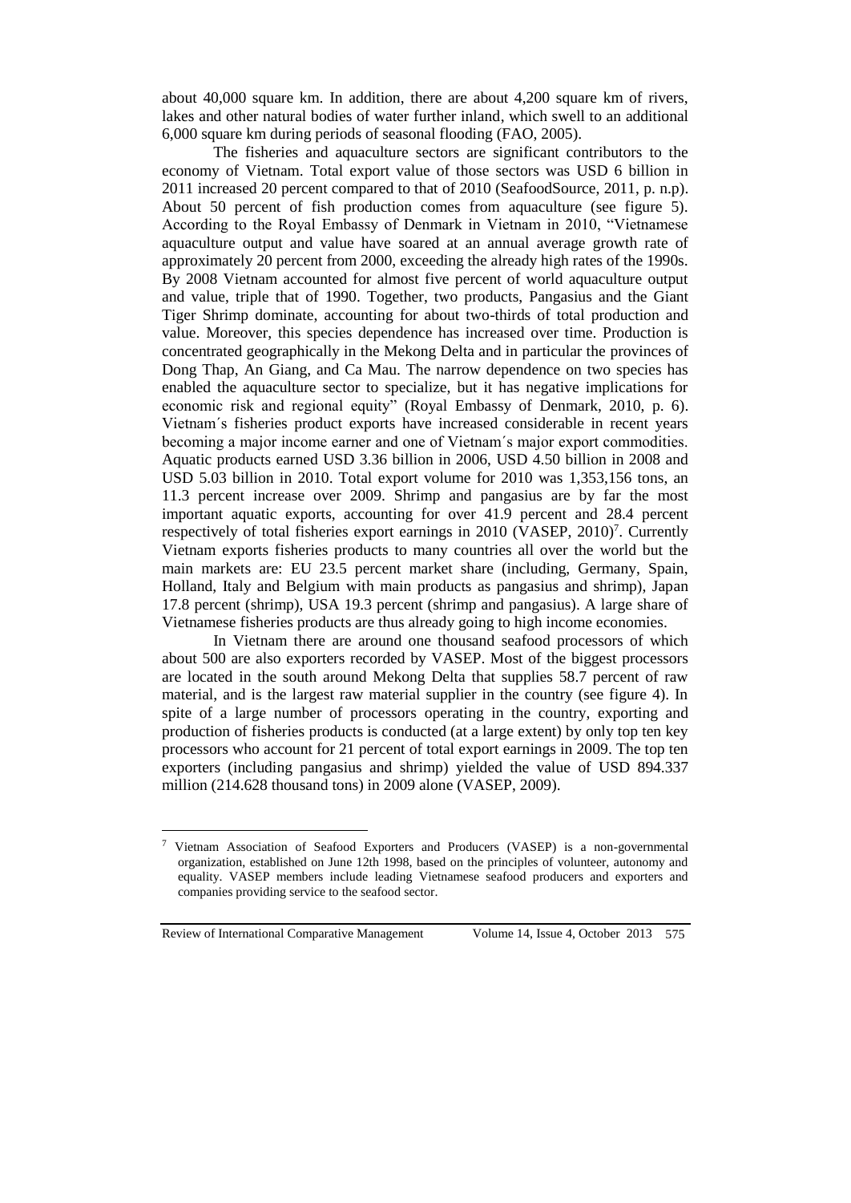about 40,000 square km. In addition, there are about 4,200 square km of rivers, lakes and other natural bodies of water further inland, which swell to an additional 6,000 square km during periods of seasonal flooding (FAO, 2005).

The fisheries and aquaculture sectors are significant contributors to the economy of Vietnam. Total export value of those sectors was USD 6 billion in 2011 increased 20 percent compared to that of 2010 (SeafoodSource, 2011, p. n.p). About 50 percent of fish production comes from aquaculture (see figure 5). According to the Royal Embassy of Denmark in Vietnam in 2010, "Vietnamese aquaculture output and value have soared at an annual average growth rate of approximately 20 percent from 2000, exceeding the already high rates of the 1990s. By 2008 Vietnam accounted for almost five percent of world aquaculture output and value, triple that of 1990. Together, two products, Pangasius and the Giant Tiger Shrimp dominate, accounting for about two-thirds of total production and value. Moreover, this species dependence has increased over time. Production is concentrated geographically in the Mekong Delta and in particular the provinces of Dong Thap, An Giang, and Ca Mau. The narrow dependence on two species has enabled the aquaculture sector to specialize, but it has negative implications for economic risk and regional equity" (Royal Embassy of Denmark, 2010, p. 6). Vietnam´s fisheries product exports have increased considerable in recent years becoming a major income earner and one of Vietnam´s major export commodities. Aquatic products earned USD 3.36 billion in 2006, USD 4.50 billion in 2008 and USD 5.03 billion in 2010. Total export volume for 2010 was 1,353,156 tons, an 11.3 percent increase over 2009. Shrimp and pangasius are by far the most important aquatic exports, accounting for over 41.9 percent and 28.4 percent respectively of total fisheries export earnings in 2010 (VASEP, 2010)[7]. Currently Vietnam exports fisheries products to many countries all over the world but the main markets are: EU 23.5 percent market share (including, Germany, Spain, Holland, Italy and Belgium with main products as pangasius and shrimp), Japan 17.8 percent (shrimp), USA 19.3 percent (shrimp and pangasius). A large share of Vietnamese fisheries products are thus already going to high income economies.

In Vietnam there are around one thousand seafood processors of which about 500 are also exporters recorded by VASEP. Most of the biggest processors are located in the south around Mekong Delta that supplies 58.7 percent of raw material, and is the largest raw material supplier in the country (see figure 4). In spite of a large number of processors operating in the country, exporting and production of fisheries products is conducted (at a large extent) by only top ten key processors who account for 21 percent of total export earnings in 2009. The top ten exporters (including pangasius and shrimp) yielded the value of USD 894.337 million (214.628 thousand tons) in 2009 alone (VASEP, 2009).

---

[7] Vietnam Association of Seafood Exporters and Producers (VASEP) is a non-governmental organization, established on June 12th 1998, based on the principles of volunteer, autonomy and equality. VASEP members include leading Vietnamese seafood producers and exporters and companies providing service to the seafood sector.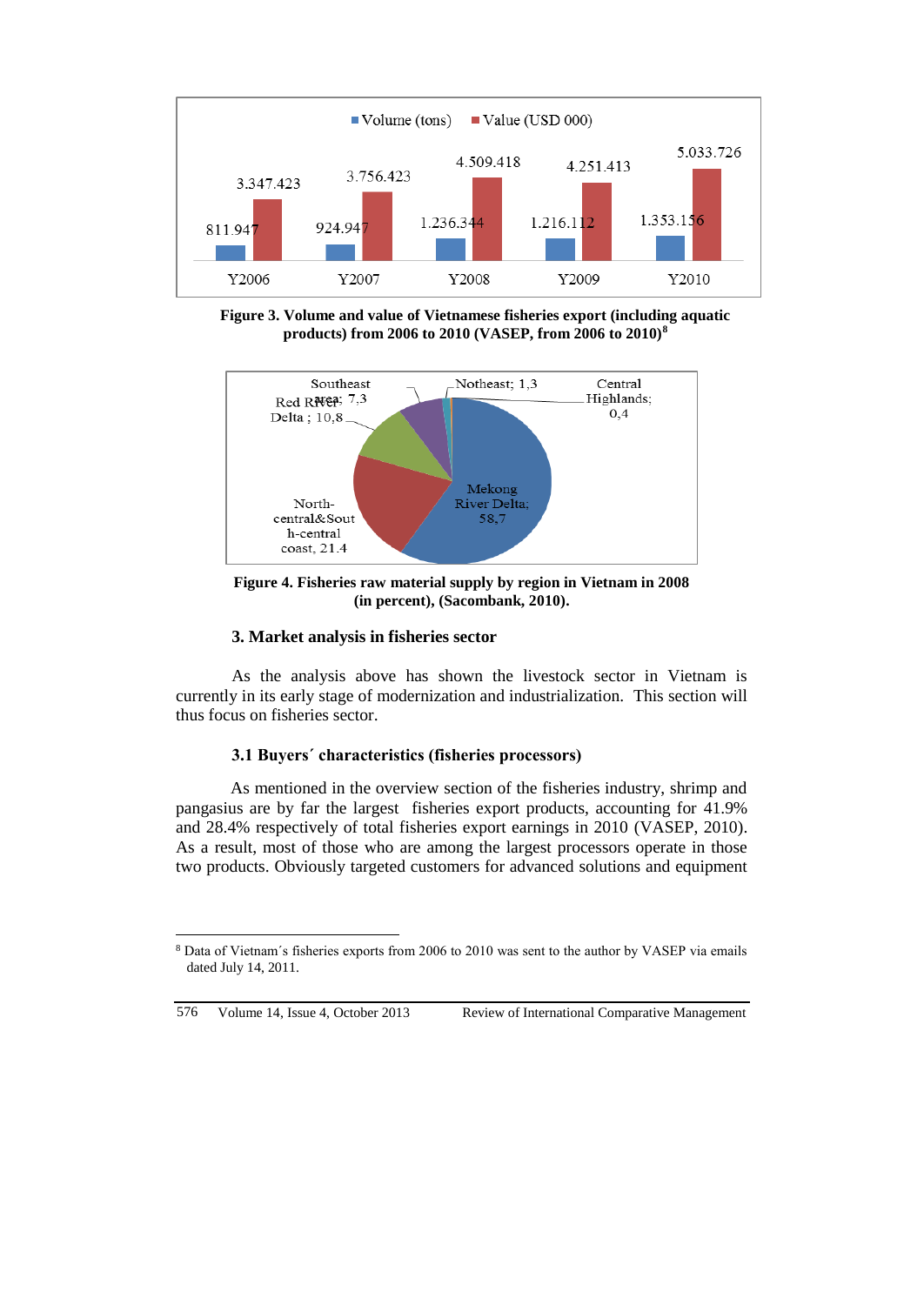**Figure 3. Volume and value of Vietnamese fisheries export (including aquatic products) from 2006 to 2010 (VASEP, from 2006 to 2010)[8]**

**Figure 4. Fisheries raw material supply by region in Vietnam in 2008 (in percent), (Sacombank, 2010).**

### 3. Market analysis in fisheries sector

As the analysis above has shown the livestock sector in Vietnam is currently in its early stage of modernization and industrialization. This section will thus focus on fisheries sector.

#### 3.1 Buyers´ characteristics (fisheries processors)

As mentioned in the overview section of the fisheries industry, shrimp and pangasius are by far the largest fisheries export products, accounting for 41.9% and 28.4% respectively of total fisheries export earnings in 2010 (VASEP, 2010). As a result, most of those who are among the largest processors operate in those two products. Obviously targeted customers for advanced solutions and equipment

---

[8] Data of Vietnam´s fisheries exports from 2006 to 2010 was sent to the author by VASEP via emails dated July 14, 2011.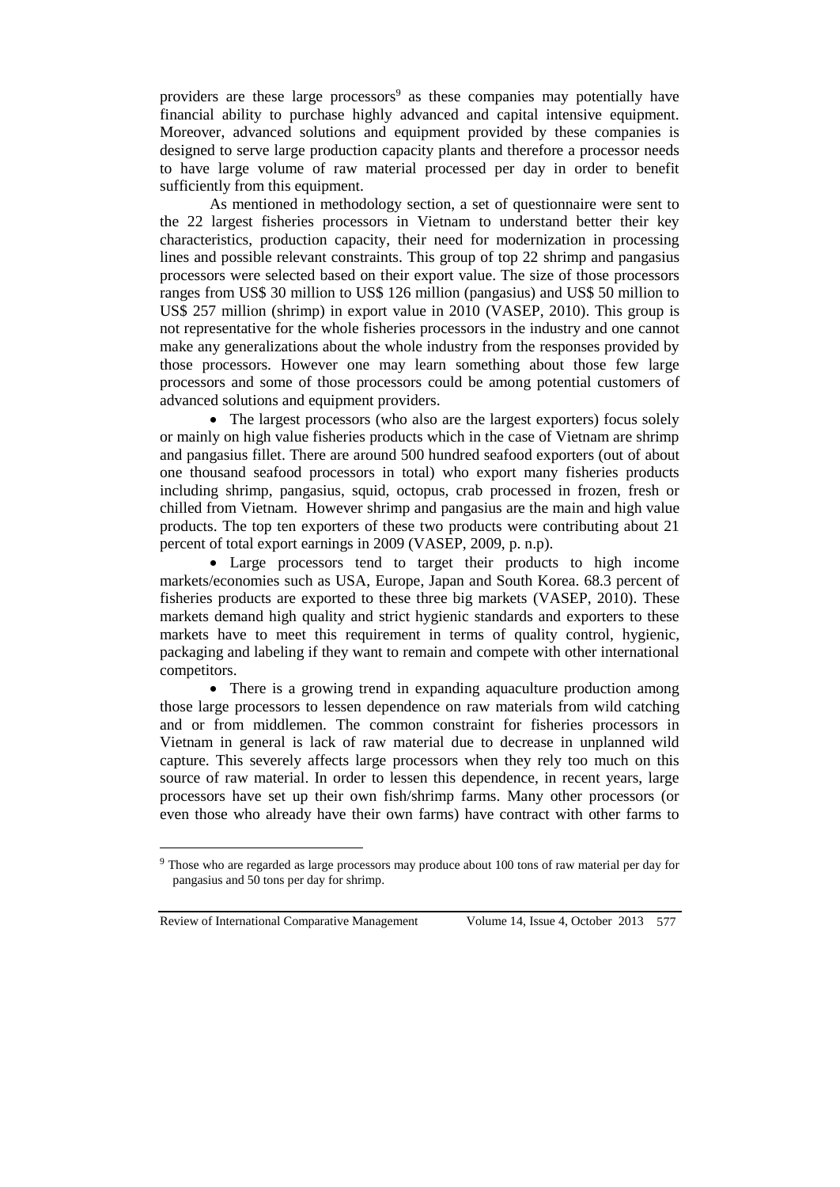providers are these large processors[9] as these companies may potentially have financial ability to purchase highly advanced and capital intensive equipment. Moreover, advanced solutions and equipment provided by these companies is designed to serve large production capacity plants and therefore a processor needs to have large volume of raw material processed per day in order to benefit sufficiently from this equipment.

As mentioned in methodology section, a set of questionnaire were sent to the 22 largest fisheries processors in Vietnam to understand better their key characteristics, production capacity, their need for modernization in processing lines and possible relevant constraints. This group of top 22 shrimp and pangasius processors were selected based on their export value. The size of those processors ranges from US$ 30 million to US$ 126 million (pangasius) and US$ 50 million to US$ 257 million (shrimp) in export value in 2010 (VASEP, 2010). This group is not representative for the whole fisheries processors in the industry and one cannot make any generalizations about the whole industry from the responses provided by those processors. However one may learn something about those few large processors and some of those processors could be among potential customers of advanced solutions and equipment providers.

- The largest processors (who also are the largest exporters) focus solely or mainly on high value fisheries products which in the case of Vietnam are shrimp and pangasius fillet. There are around 500 hundred seafood exporters (out of about one thousand seafood processors in total) who export many fisheries products including shrimp, pangasius, squid, octopus, crab processed in frozen, fresh or chilled from Vietnam. However shrimp and pangasius are the main and high value products. The top ten exporters of these two products were contributing about 21 percent of total export earnings in 2009 (VASEP, 2009, p. n.p).
- Large processors tend to target their products to high income markets/economies such as USA, Europe, Japan and South Korea. 68.3 percent of fisheries products are exported to these three big markets (VASEP, 2010). These markets demand high quality and strict hygienic standards and exporters to these markets have to meet this requirement in terms of quality control, hygienic, packaging and labeling if they want to remain and compete with other international competitors.
- There is a growing trend in expanding aquaculture production among those large processors to lessen dependence on raw materials from wild catching and or from middlemen. The common constraint for fisheries processors in Vietnam in general is lack of raw material due to decrease in unplanned wild capture. This severely affects large processors when they rely too much on this source of raw material. In order to lessen this dependence, in recent years, large processors have set up their own fish/shrimp farms. Many other processors (or even those who already have their own farms) have contract with other farms to

[9] Those who are regarded as large processors may produce about 100 tons of raw material per day for pangasius and 50 tons per day for shrimp.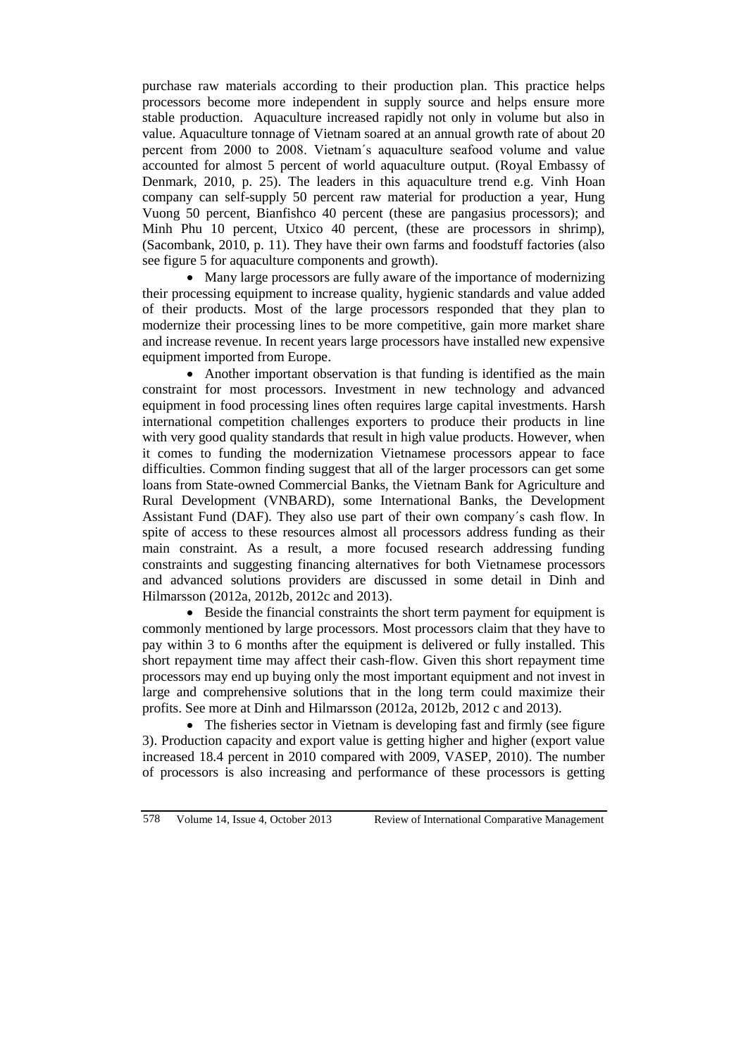purchase raw materials according to their production plan. This practice helps processors become more independent in supply source and helps ensure more stable production. Aquaculture increased rapidly not only in volume but also in value. Aquaculture tonnage of Vietnam soared at an annual growth rate of about 20 percent from 2000 to 2008. Vietnam´s aquaculture seafood volume and value accounted for almost 5 percent of world aquaculture output. (Royal Embassy of Denmark, 2010, p. 25). The leaders in this aquaculture trend e.g. Vinh Hoan company can self-supply 50 percent raw material for production a year, Hung Vuong 50 percent, Bianfishco 40 percent (these are pangasius processors); and Minh Phu 10 percent, Utxico 40 percent, (these are processors in shrimp), (Sacombank, 2010, p. 11). They have their own farms and foodstuff factories (also see figure 5 for aquaculture components and growth).

- Many large processors are fully aware of the importance of modernizing their processing equipment to increase quality, hygienic standards and value added of their products. Most of the large processors responded that they plan to modernize their processing lines to be more competitive, gain more market share and increase revenue. In recent years large processors have installed new expensive equipment imported from Europe.
- Another important observation is that funding is identified as the main constraint for most processors. Investment in new technology and advanced equipment in food processing lines often requires large capital investments. Harsh international competition challenges exporters to produce their products in line with very good quality standards that result in high value products. However, when it comes to funding the modernization Vietnamese processors appear to face difficulties. Common finding suggest that all of the larger processors can get some loans from State-owned Commercial Banks, the Vietnam Bank for Agriculture and Rural Development (VNBARD), some International Banks, the Development Assistant Fund (DAF). They also use part of their own company´s cash flow. In spite of access to these resources almost all processors address funding as their main constraint. As a result, a more focused research addressing funding constraints and suggesting financing alternatives for both Vietnamese processors and advanced solutions providers are discussed in some detail in Dinh and Hilmarsson (2012a, 2012b, 2012c and 2013).
- Beside the financial constraints the short term payment for equipment is commonly mentioned by large processors. Most processors claim that they have to pay within 3 to 6 months after the equipment is delivered or fully installed. This short repayment time may affect their cash-flow. Given this short repayment time processors may end up buying only the most important equipment and not invest in large and comprehensive solutions that in the long term could maximize their profits. See more at Dinh and Hilmarsson (2012a, 2012b, 2012 c and 2013).
- The fisheries sector in Vietnam is developing fast and firmly (see figure 3). Production capacity and export value is getting higher and higher (export value increased 18.4 percent in 2010 compared with 2009, VASEP, 2010). The number of processors is also increasing and performance of these processors is getting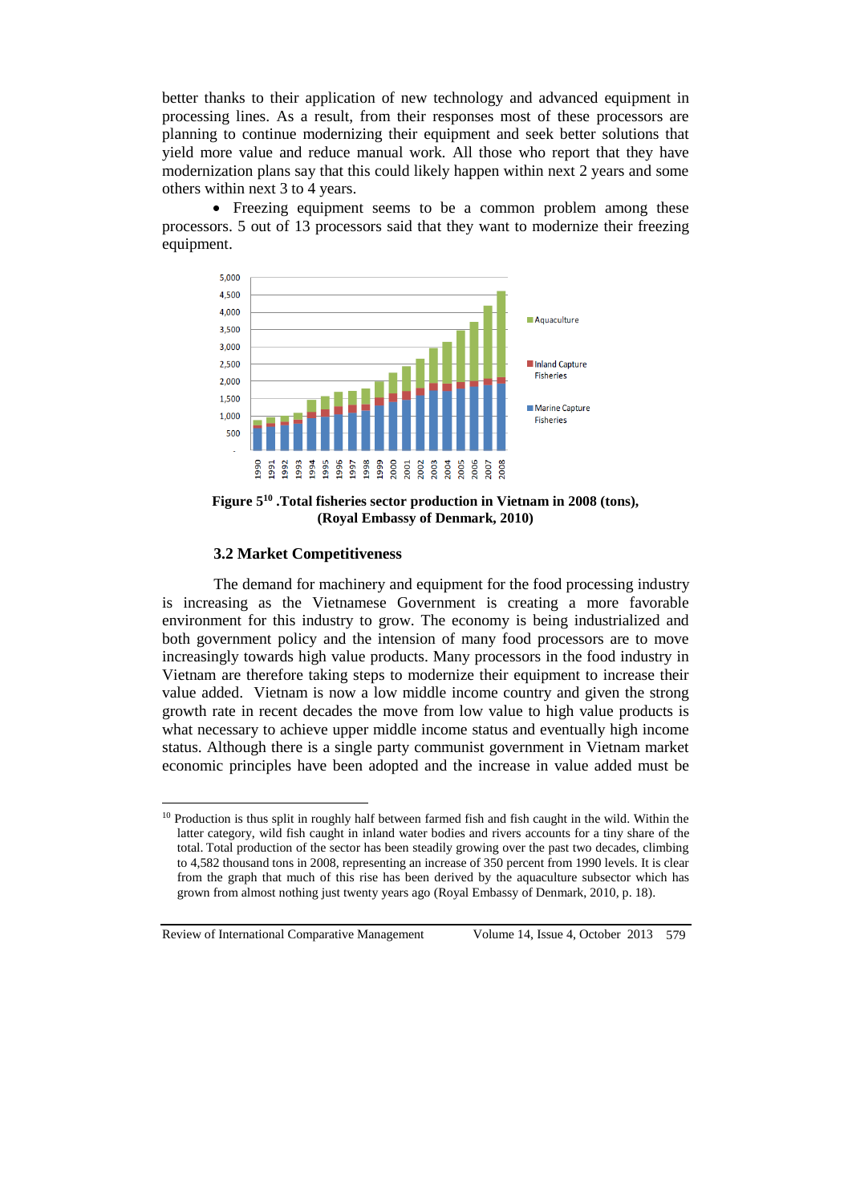better thanks to their application of new technology and advanced equipment in processing lines. As a result, from their responses most of these processors are planning to continue modernizing their equipment and seek better solutions that yield more value and reduce manual work. All those who report that they have modernization plans say that this could likely happen within next 2 years and some others within next 3 to 4 years.

- Freezing equipment seems to be a common problem among these processors. 5 out of 13 processors said that they want to modernize their freezing equipment.

**Figure 5[10] .Total fisheries sector production in Vietnam in 2008 (tons), (Royal Embassy of Denmark, 2010)**

### 3.2 Market Competitiveness

The demand for machinery and equipment for the food processing industry is increasing as the Vietnamese Government is creating a more favorable environment for this industry to grow. The economy is being industrialized and both government policy and the intension of many food processors are to move increasingly towards high value products. Many processors in the food industry in Vietnam are therefore taking steps to modernize their equipment to increase their value added. Vietnam is now a low middle income country and given the strong growth rate in recent decades the move from low value to high value products is what necessary to achieve upper middle income status and eventually high income status. Although there is a single party communist government in Vietnam market economic principles have been adopted and the increase in value added must be

---

[10] Production is thus split in roughly half between farmed fish and fish caught in the wild. Within the latter category, wild fish caught in inland water bodies and rivers accounts for a tiny share of the total. Total production of the sector has been steadily growing over the past two decades, climbing to 4,582 thousand tons in 2008, representing an increase of 350 percent from 1990 levels. It is clear from the graph that much of this rise has been derived by the aquaculture subsector which has grown from almost nothing just twenty years ago (Royal Embassy of Denmark, 2010, p. 18).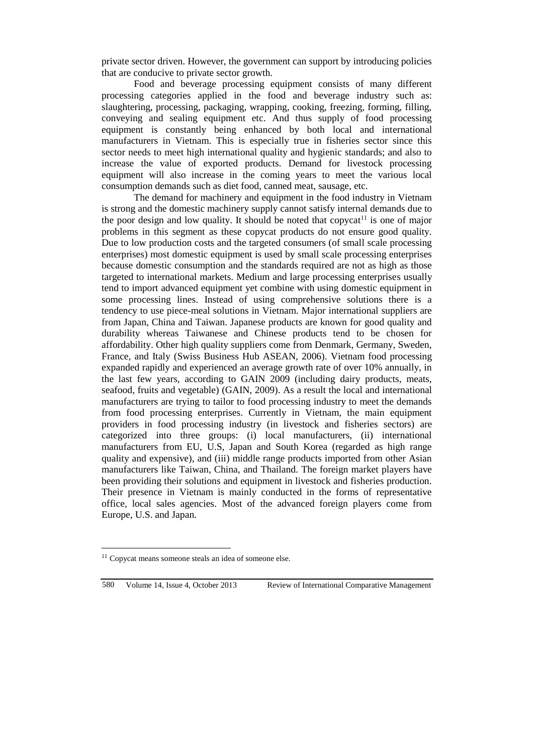private sector driven. However, the government can support by introducing policies that are conducive to private sector growth.

Food and beverage processing equipment consists of many different processing categories applied in the food and beverage industry such as: slaughtering, processing, packaging, wrapping, cooking, freezing, forming, filling, conveying and sealing equipment etc. And thus supply of food processing equipment is constantly being enhanced by both local and international manufacturers in Vietnam. This is especially true in fisheries sector since this sector needs to meet high international quality and hygienic standards; and also to increase the value of exported products. Demand for livestock processing equipment will also increase in the coming years to meet the various local consumption demands such as diet food, canned meat, sausage, etc.

The demand for machinery and equipment in the food industry in Vietnam is strong and the domestic machinery supply cannot satisfy internal demands due to the poor design and low quality. It should be noted that copycat[11] is one of major problems in this segment as these copycat products do not ensure good quality. Due to low production costs and the targeted consumers (of small scale processing enterprises) most domestic equipment is used by small scale processing enterprises because domestic consumption and the standards required are not as high as those targeted to international markets. Medium and large processing enterprises usually tend to import advanced equipment yet combine with using domestic equipment in some processing lines. Instead of using comprehensive solutions there is a tendency to use piece-meal solutions in Vietnam. Major international suppliers are from Japan, China and Taiwan. Japanese products are known for good quality and durability whereas Taiwanese and Chinese products tend to be chosen for affordability. Other high quality suppliers come from Denmark, Germany, Sweden, France, and Italy (Swiss Business Hub ASEAN, 2006). Vietnam food processing expanded rapidly and experienced an average growth rate of over 10% annually, in the last few years, according to GAIN 2009 (including dairy products, meats, seafood, fruits and vegetable) (GAIN, 2009). As a result the local and international manufacturers are trying to tailor to food processing industry to meet the demands from food processing enterprises. Currently in Vietnam, the main equipment providers in food processing industry (in livestock and fisheries sectors) are categorized into three groups: (i) local manufacturers, (ii) international manufacturers from EU, U.S, Japan and South Korea (regarded as high range quality and expensive), and (iii) middle range products imported from other Asian manufacturers like Taiwan, China, and Thailand. The foreign market players have been providing their solutions and equipment in livestock and fisheries production. Their presence in Vietnam is mainly conducted in the forms of representative office, local sales agencies. Most of the advanced foreign players come from Europe, U.S. and Japan.

[11] Copycat means someone steals an idea of someone else.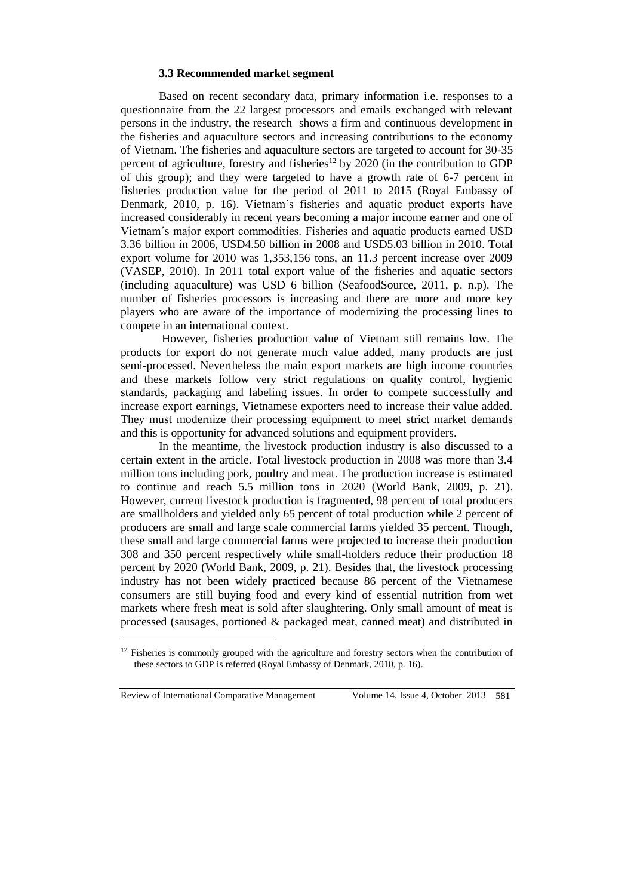### 3.3 Recommended market segment

Based on recent secondary data, primary information i.e. responses to a questionnaire from the 22 largest processors and emails exchanged with relevant persons in the industry, the research shows a firm and continuous development in the fisheries and aquaculture sectors and increasing contributions to the economy of Vietnam. The fisheries and aquaculture sectors are targeted to account for 30-35 percent of agriculture, forestry and fisheries[12] by 2020 (in the contribution to GDP of this group); and they were targeted to have a growth rate of 6-7 percent in fisheries production value for the period of 2011 to 2015 (Royal Embassy of Denmark, 2010, p. 16). Vietnam´s fisheries and aquatic product exports have increased considerably in recent years becoming a major income earner and one of Vietnam´s major export commodities. Fisheries and aquatic products earned USD 3.36 billion in 2006, USD4.50 billion in 2008 and USD5.03 billion in 2010. Total export volume for 2010 was 1,353,156 tons, an 11.3 percent increase over 2009 (VASEP, 2010). In 2011 total export value of the fisheries and aquatic sectors (including aquaculture) was USD 6 billion (SeafoodSource, 2011, p. n.p). The number of fisheries processors is increasing and there are more and more key players who are aware of the importance of modernizing the processing lines to compete in an international context.

However, fisheries production value of Vietnam still remains low. The products for export do not generate much value added, many products are just semi-processed. Nevertheless the main export markets are high income countries and these markets follow very strict regulations on quality control, hygienic standards, packaging and labeling issues. In order to compete successfully and increase export earnings, Vietnamese exporters need to increase their value added. They must modernize their processing equipment to meet strict market demands and this is opportunity for advanced solutions and equipment providers.

In the meantime, the livestock production industry is also discussed to a certain extent in the article. Total livestock production in 2008 was more than 3.4 million tons including pork, poultry and meat. The production increase is estimated to continue and reach 5.5 million tons in 2020 (World Bank, 2009, p. 21). However, current livestock production is fragmented, 98 percent of total producers are smallholders and yielded only 65 percent of total production while 2 percent of producers are small and large scale commercial farms yielded 35 percent. Though, these small and large commercial farms were projected to increase their production 308 and 350 percent respectively while small-holders reduce their production 18 percent by 2020 (World Bank, 2009, p. 21). Besides that, the livestock processing industry has not been widely practiced because 86 percent of the Vietnamese consumers are still buying food and every kind of essential nutrition from wet markets where fresh meat is sold after slaughtering. Only small amount of meat is processed (sausages, portioned & packaged meat, canned meat) and distributed in

---

[12] Fisheries is commonly grouped with the agriculture and forestry sectors when the contribution of these sectors to GDP is referred (Royal Embassy of Denmark, 2010, p. 16).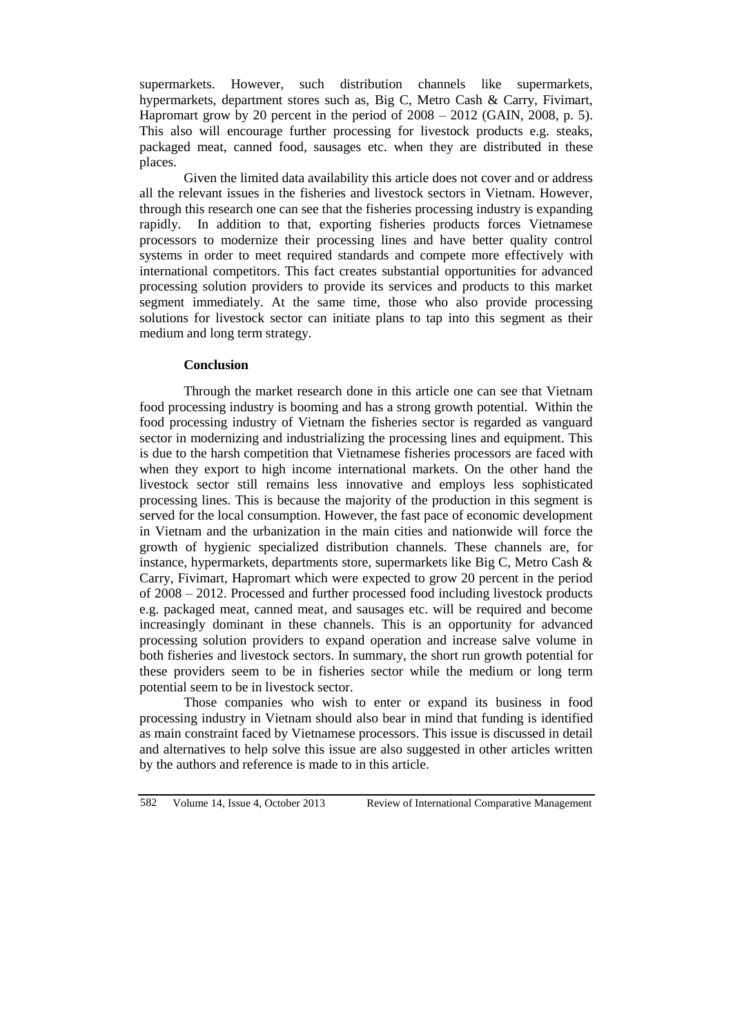supermarkets. However, such distribution channels like supermarkets, hypermarkets, department stores such as, Big C, Metro Cash & Carry, Fivimart, Hapromart grow by 20 percent in the period of 2008 – 2012 (GAIN, 2008, p. 5). This also will encourage further processing for livestock products e.g. steaks, packaged meat, canned food, sausages etc. when they are distributed in these places.

Given the limited data availability this article does not cover and or address all the relevant issues in the fisheries and livestock sectors in Vietnam. However, through this research one can see that the fisheries processing industry is expanding rapidly. In addition to that, exporting fisheries products forces Vietnamese processors to modernize their processing lines and have better quality control systems in order to meet required standards and compete more effectively with international competitors. This fact creates substantial opportunities for advanced processing solution providers to provide its services and products to this market segment immediately. At the same time, those who also provide processing solutions for livestock sector can initiate plans to tap into this segment as their medium and long term strategy.

## Conclusion

Through the market research done in this article one can see that Vietnam food processing industry is booming and has a strong growth potential. Within the food processing industry of Vietnam the fisheries sector is regarded as vanguard sector in modernizing and industrializing the processing lines and equipment. This is due to the harsh competition that Vietnamese fisheries processors are faced with when they export to high income international markets. On the other hand the livestock sector still remains less innovative and employs less sophisticated processing lines. This is because the majority of the production in this segment is served for the local consumption. However, the fast pace of economic development in Vietnam and the urbanization in the main cities and nationwide will force the growth of hygienic specialized distribution channels. These channels are, for instance, hypermarkets, departments store, supermarkets like Big C, Metro Cash & Carry, Fivimart, Hapromart which were expected to grow 20 percent in the period of 2008 – 2012. Processed and further processed food including livestock products e.g. packaged meat, canned meat, and sausages etc. will be required and become increasingly dominant in these channels. This is an opportunity for advanced processing solution providers to expand operation and increase salve volume in both fisheries and livestock sectors. In summary, the short run growth potential for these providers seem to be in fisheries sector while the medium or long term potential seem to be in livestock sector.

Those companies who wish to enter or expand its business in food processing industry in Vietnam should also bear in mind that funding is identified as main constraint faced by Vietnamese processors. This issue is discussed in detail and alternatives to help solve this issue are also suggested in other articles written by the authors and reference is made to in this article.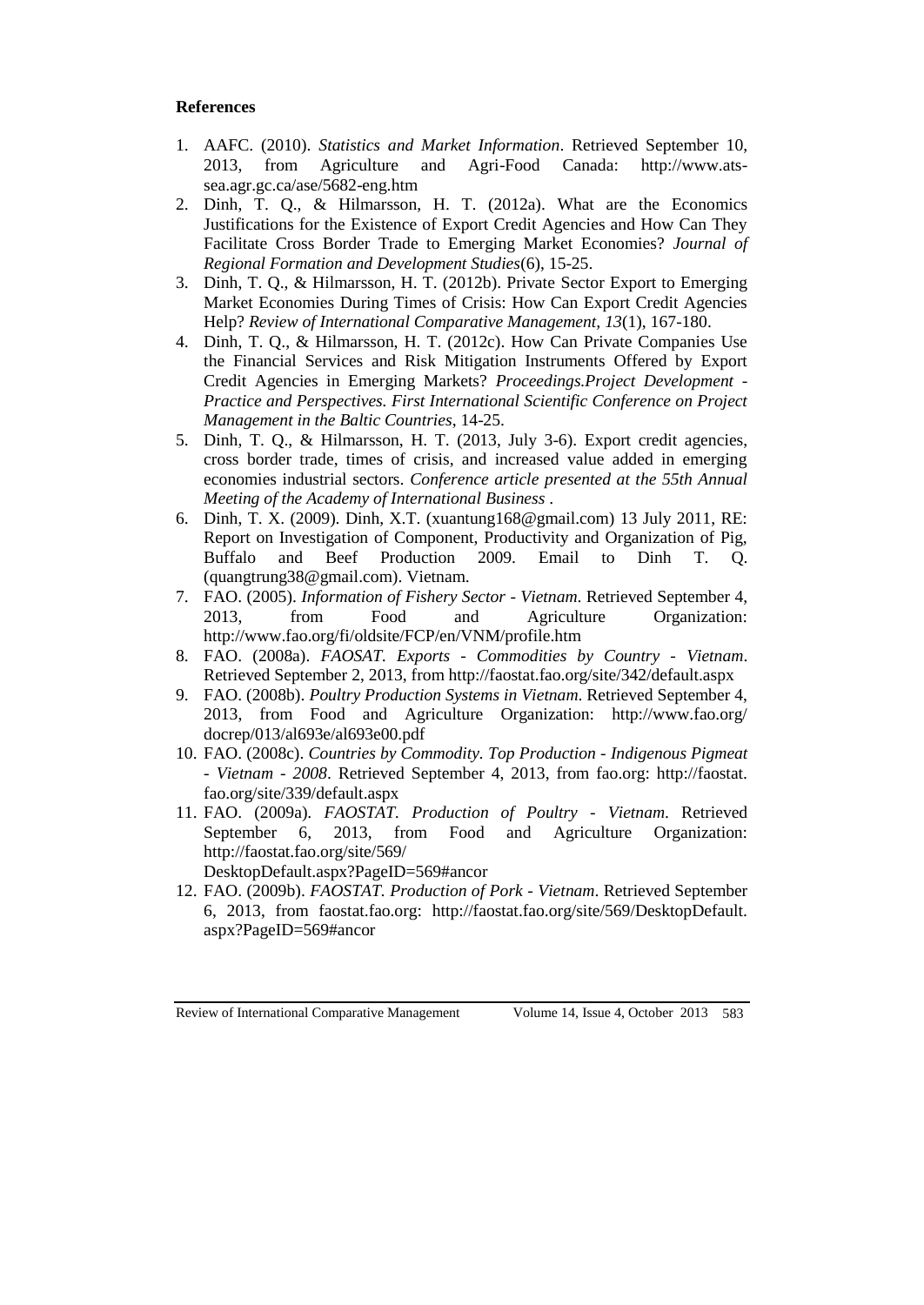**References**

1. AAFC. (2010). *Statistics and Market Information*. Retrieved September 10, 2013, from Agriculture and Agri-Food Canada: http://www.ats-sea.agr.gc.ca/ase/5682-eng.htm
2. Dinh, T. Q., & Hilmarsson, H. T. (2012a). What are the Economics Justifications for the Existence of Export Credit Agencies and How Can They Facilitate Cross Border Trade to Emerging Market Economies? *Journal of Regional Formation and Development Studies*(6), 15-25.
3. Dinh, T. Q., & Hilmarsson, H. T. (2012b). Private Sector Export to Emerging Market Economies During Times of Crisis: How Can Export Credit Agencies Help? *Review of International Comparative Management, 13*(1), 167-180.
4. Dinh, T. Q., & Hilmarsson, H. T. (2012c). How Can Private Companies Use the Financial Services and Risk Mitigation Instruments Offered by Export Credit Agencies in Emerging Markets? *Proceedings.Project Development - Practice and Perspectives. First International Scientific Conference on Project Management in the Baltic Countries*, 14-25.
5. Dinh, T. Q., & Hilmarsson, H. T. (2013, July 3-6). Export credit agencies, cross border trade, times of crisis, and increased value added in emerging economies industrial sectors. *Conference article presented at the 55th Annual Meeting of the Academy of International Business* .
6. Dinh, T. X. (2009). Dinh, X.T. (xuantung168@gmail.com) 13 July 2011, RE: Report on Investigation of Component, Productivity and Organization of Pig, Buffalo and Beef Production 2009. Email to Dinh T. Q. (quangtrung38@gmail.com). Vietnam.
7. FAO. (2005). *Information of Fishery Sector - Vietnam*. Retrieved September 4, 2013, from Food and Agriculture Organization: http://www.fao.org/fi/oldsite/FCP/en/VNM/profile.htm
8. FAO. (2008a). *FAOSAT. Exports - Commodities by Country - Vietnam*. Retrieved September 2, 2013, from http://faostat.fao.org/site/342/default.aspx
9. FAO. (2008b). *Poultry Production Systems in Vietnam*. Retrieved September 4, 2013, from Food and Agriculture Organization: http://www.fao.org/docrep/013/al693e/al693e00.pdf
10. FAO. (2008c). *Countries by Commodity. Top Production - Indigenous Pigmeat - Vietnam - 2008*. Retrieved September 4, 2013, from fao.org: http://faostat.fao.org/site/339/default.aspx
11. FAO. (2009a). *FAOSTAT. Production of Poultry - Vietnam*. Retrieved September 6, 2013, from Food and Agriculture Organization: http://faostat.fao.org/site/569/DesktopDefault.aspx?PageID=569#ancor
12. FAO. (2009b). *FAOSTAT. Production of Pork - Vietnam*. Retrieved September 6, 2013, from faostat.fao.org: http://faostat.fao.org/site/569/DesktopDefault.aspx?PageID=569#ancor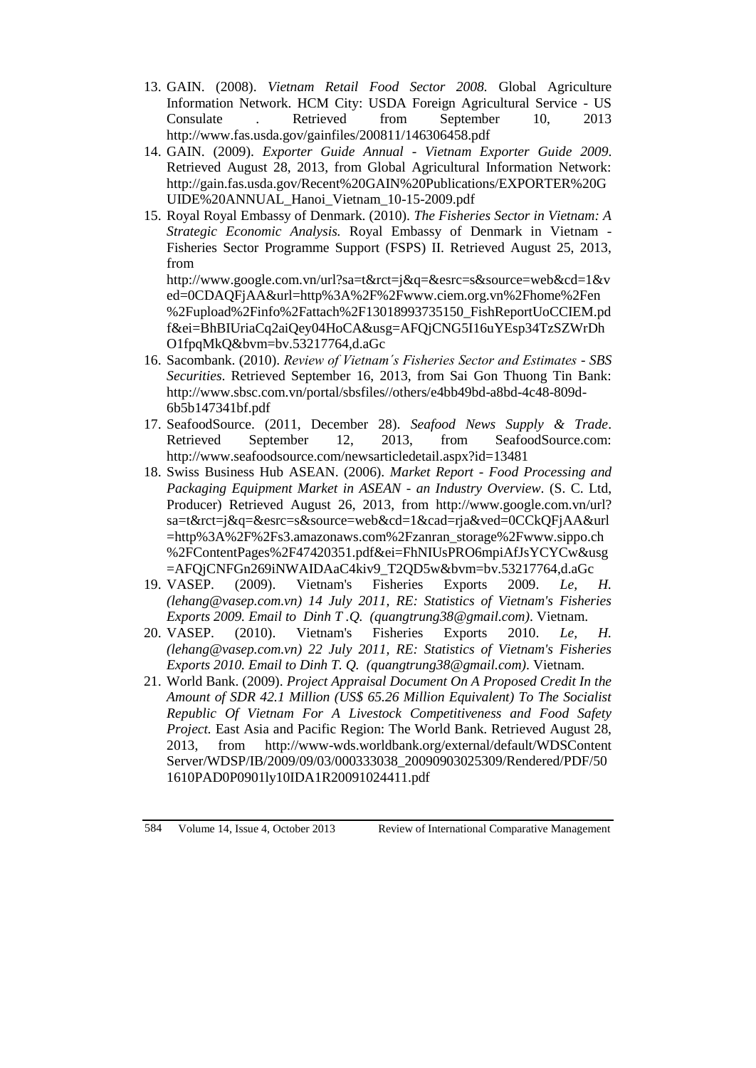13. GAIN. (2008). *Vietnam Retail Food Sector 2008*. Global Agriculture Information Network. HCM City: USDA Foreign Agricultural Service - US Consulate . Retrieved from September 10, 2013 http://www.fas.usda.gov/gainfiles/200811/146306458.pdf
14. GAIN. (2009). *Exporter Guide Annual - Vietnam Exporter Guide 2009*. Retrieved August 28, 2013, from Global Agricultural Information Network: http://gain.fas.usda.gov/Recent%20GAIN%20Publications/EXPORTER%20GUIDE%20ANNUAL_Hanoi_Vietnam_10-15-2009.pdf
15. Royal Royal Embassy of Denmark. (2010). *The Fisheries Sector in Vietnam: A Strategic Economic Analysis.* Royal Embassy of Denmark in Vietnam - Fisheries Sector Programme Support (FSPS) II. Retrieved August 25, 2013, from http://www.google.com.vn/url?sa=t&rct=j&q=&esrc=s&source=web&cd=1&ved=0CDAQFjAA&url=http%3A%2F%2Fwww.ciem.org.vn%2Fhome%2Fen%2Fupload%2Finfo%2Fattach%2F13018993735150_FishReportUoCCIEM.pdf&ei=BhBIUriaCq2aiQey04HoCA&usg=AFQjCNG5I16uYEsp34TzSZWrDhO1fpqMkQ&bvm=bv.53217764,d.aGc
16. Sacombank. (2010). *Review of Vietnam´s Fisheries Sector and Estimates - SBS Securities*. Retrieved September 16, 2013, from Sai Gon Thuong Tin Bank: http://www.sbsc.com.vn/portal/sbsfiles//others/e4bb49bd-a8bd-4c48-809d-6b5b147341bf.pdf
17. SeafoodSource. (2011, December 28). *Seafood News Supply & Trade*. Retrieved September 12, 2013, from SeafoodSource.com: http://www.seafoodsource.com/newsarticledetail.aspx?id=13481
18. Swiss Business Hub ASEAN. (2006). *Market Report - Food Processing and Packaging Equipment Market in ASEAN - an Industry Overview*. (S. C. Ltd, Producer) Retrieved August 26, 2013, from http://www.google.com.vn/url?sa=t&rct=j&q=&esrc=s&source=web&cd=1&cad=rja&ved=0CCkQFjAA&url=http%3A%2F%2Fs3.amazonaws.com%2Fzanran_storage%2Fwww.sippo.ch%2FContentPages%2F47420351.pdf&ei=FhNIUsPRO6mpiAfJsYCYCw&usg=AFQjCNFGn269iNWAIDAaC4kiv9_T2QD5w&bvm=bv.53217764,d.aGc
19. VASEP. (2009). Vietnam's Fisheries Exports 2009. *Le, H. (lehang@vasep.com.vn) 14 July 2011, RE: Statistics of Vietnam's Fisheries Exports 2009. Email to Dinh T .Q. (quangtrung38@gmail.com)*. Vietnam.
20. VASEP. (2010). Vietnam's Fisheries Exports 2010. *Le, H. (lehang@vasep.com.vn) 22 July 2011, RE: Statistics of Vietnam's Fisheries Exports 2010. Email to Dinh T. Q. (quangtrung38@gmail.com)*. Vietnam.
21. World Bank. (2009). *Project Appraisal Document On A Proposed Credit In the Amount of SDR 42.1 Million (US$ 65.26 Million Equivalent) To The Socialist Republic Of Vietnam For A Livestock Competitiveness and Food Safety Project.* East Asia and Pacific Region: The World Bank. Retrieved August 28, 2013, from http://www-wds.worldbank.org/external/default/WDSContentServer/WDSP/IB/2009/09/03/000333038_20090903025309/Rendered/PDF/501610PAD0P0901ly10IDA1R20091024411.pdf